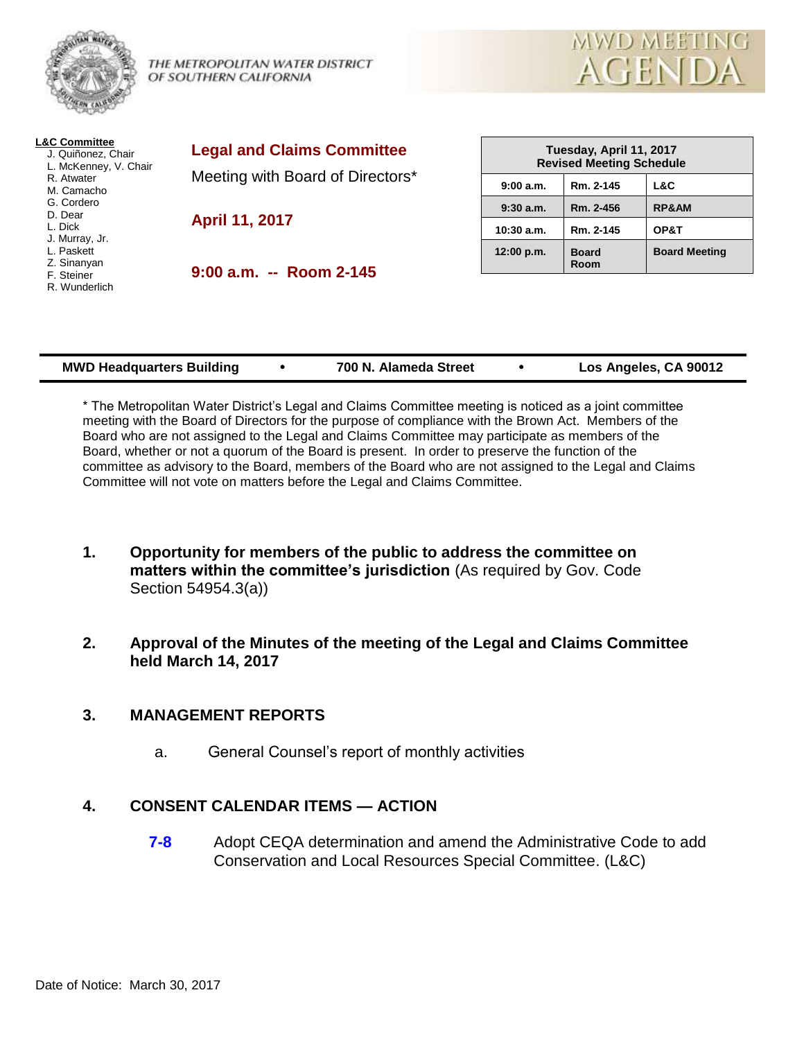THE METROPOLITAN WATER DISTRICT OF SOUTHERN CALIFORNIA

# MWD MEETING AGENDA

**L&C Committee**
J. Quiñonez, Chair
L. McKenney, V. Chair
R. Atwater
M. Camacho
G. Cordero
D. Dear
L. Dick
J. Murray, Jr.
L. Paskett
Z. Sinanyan
F. Steiner
R. Wunderlich

## Legal and Claims Committee

Meeting with Board of Directors*

**April 11, 2017**

**9:00 a.m. -- Room 2-145**

| Tuesday, April 11, 2017 Revised Meeting Schedule | | |
|---|---|---|
| 9:00 a.m. | Rm. 2-145 | L&C |
| 9:30 a.m. | Rm. 2-456 | RP&AM |
| 10:30 a.m. | Rm. 2-145 | OP&T |
| 12:00 p.m. | Board Room | Board Meeting |

**MWD Headquarters Building • 700 N. Alameda Street • Los Angeles, CA 90012**

* The Metropolitan Water District's Legal and Claims Committee meeting is noticed as a joint committee meeting with the Board of Directors for the purpose of compliance with the Brown Act. Members of the Board who are not assigned to the Legal and Claims Committee may participate as members of the Board, whether or not a quorum of the Board is present. In order to preserve the function of the committee as advisory to the Board, members of the Board who are not assigned to the Legal and Claims Committee will not vote on matters before the Legal and Claims Committee.

1. **Opportunity for members of the public to address the committee on matters within the committee's jurisdiction** (As required by Gov. Code Section 54954.3(a))

2. **Approval of the Minutes of the meeting of the Legal and Claims Committee held March 14, 2017**

3. **MANAGEMENT REPORTS**

   a. General Counsel's report of monthly activities

4. **CONSENT CALENDAR ITEMS — ACTION**

   **7-8** Adopt CEQA determination and amend the Administrative Code to add Conservation and Local Resources Special Committee. (L&C)

Date of Notice: March 30, 2017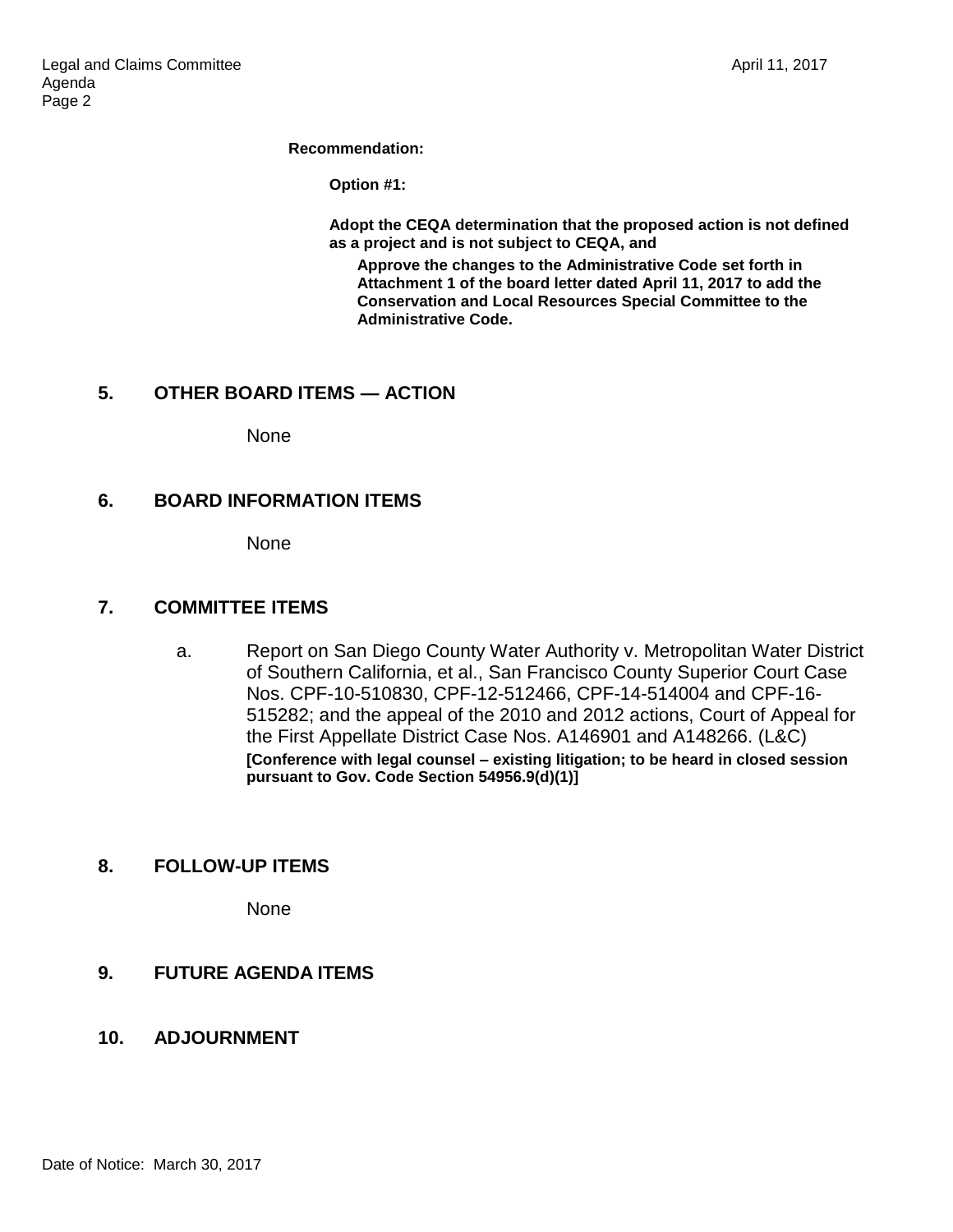**Recommendation:**

**Option #1:**

**Adopt the CEQA determination that the proposed action is not defined as a project and is not subject to CEQA, and**

**Approve the changes to the Administrative Code set forth in Attachment 1 of the board letter dated April 11, 2017 to add the Conservation and Local Resources Special Committee to the Administrative Code.**

## 5. OTHER BOARD ITEMS — ACTION

None

## 6. BOARD INFORMATION ITEMS

None

## 7. COMMITTEE ITEMS

a. Report on San Diego County Water Authority v. Metropolitan Water District of Southern California, et al., San Francisco County Superior Court Case Nos. CPF-10-510830, CPF-12-512466, CPF-14-514004 and CPF-16-515282; and the appeal of the 2010 and 2012 actions, Court of Appeal for the First Appellate District Case Nos. A146901 and A148266. (L&C)
**[Conference with legal counsel – existing litigation; to be heard in closed session pursuant to Gov. Code Section 54956.9(d)(1)]**

## 8. FOLLOW-UP ITEMS

None

## 9. FUTURE AGENDA ITEMS

## 10. ADJOURNMENT

Date of Notice: March 30, 2017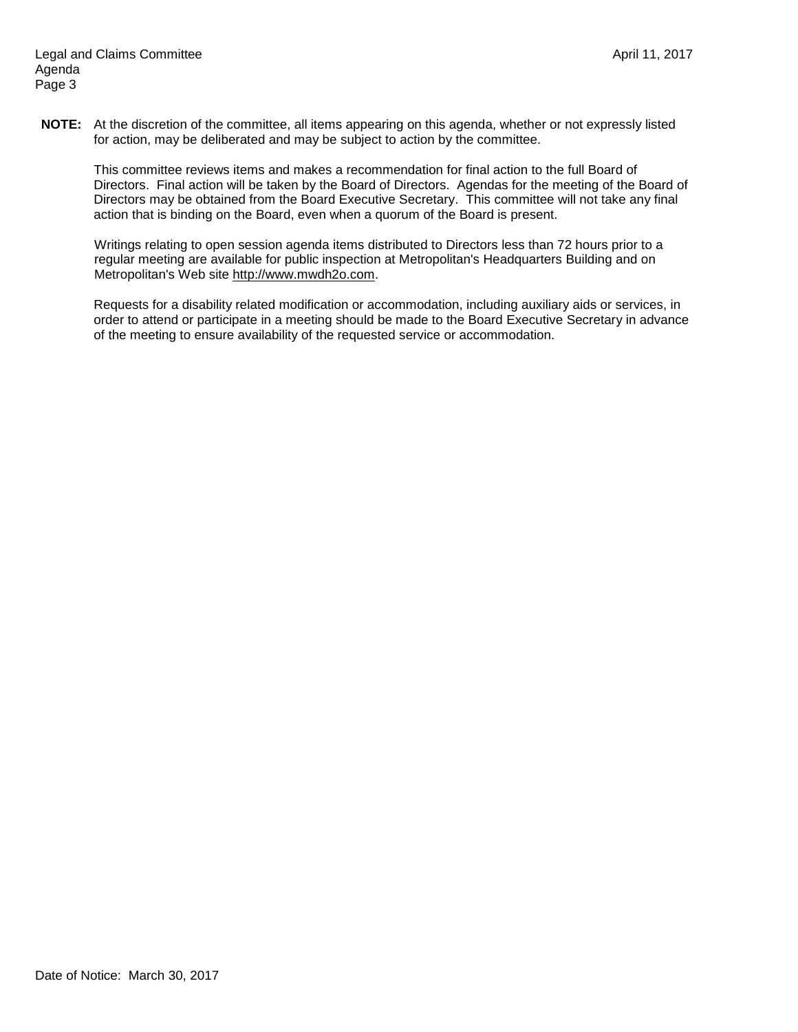**NOTE:** At the discretion of the committee, all items appearing on this agenda, whether or not expressly listed for action, may be deliberated and may be subject to action by the committee.

This committee reviews items and makes a recommendation for final action to the full Board of Directors. Final action will be taken by the Board of Directors. Agendas for the meeting of the Board of Directors may be obtained from the Board Executive Secretary. This committee will not take any final action that is binding on the Board, even when a quorum of the Board is present.

Writings relating to open session agenda items distributed to Directors less than 72 hours prior to a regular meeting are available for public inspection at Metropolitan's Headquarters Building and on Metropolitan's Web site http://www.mwdh2o.com.

Requests for a disability related modification or accommodation, including auxiliary aids or services, in order to attend or participate in a meeting should be made to the Board Executive Secretary in advance of the meeting to ensure availability of the requested service or accommodation.

Date of Notice: March 30, 2017